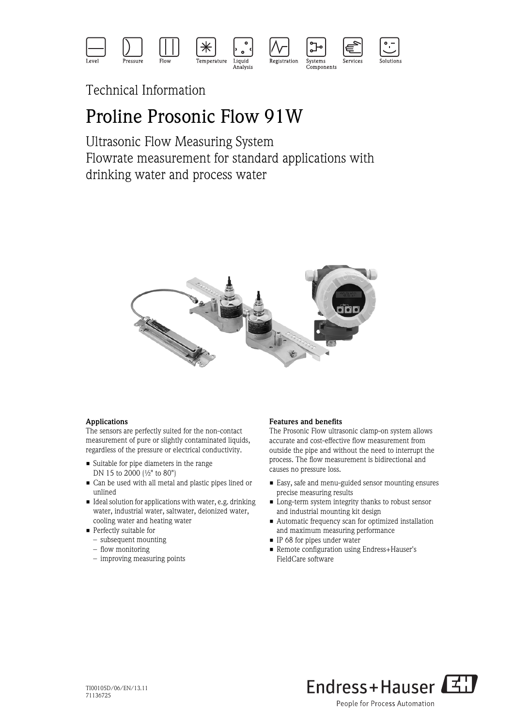Level Pressure Flow Temperature Liquid Analysis Registration Systems Components Services Solutions

Technical Information

# Proline Prosonic Flow 91W

## Ultrasonic Flow Measuring System
## Flowrate measurement for standard applications with drinking water and process water

**Applications**

The sensors are perfectly suited for the non-contact measurement of pure or slightly contaminated liquids, regardless of the pressure or electrical conductivity.

- Suitable for pipe diameters in the range DN 15 to 2000 (½" to 80")
- Can be used with all metal and plastic pipes lined or unlined
- Ideal solution for applications with water, e.g. drinking water, industrial water, saltwater, deionized water, cooling water and heating water
- Perfectly suitable for
  – subsequent mounting
  – flow monitoring
  – improving measuring points

**Features and benefits**

The Prosonic Flow ultrasonic clamp-on system allows accurate and cost-effective flow measurement from outside the pipe and without the need to interrupt the process. The flow measurement is bidirectional and causes no pressure loss.

- Easy, safe and menu-guided sensor mounting ensures precise measuring results
- Long-term system integrity thanks to robust sensor and industrial mounting kit design
- Automatic frequency scan for optimized installation and maximum measuring performance
- IP 68 for pipes under water
- Remote configuration using Endress+Hauser's FieldCare software

TI00105D/06/EN/13.11
71136725

Endress+Hauser
People for Process Automation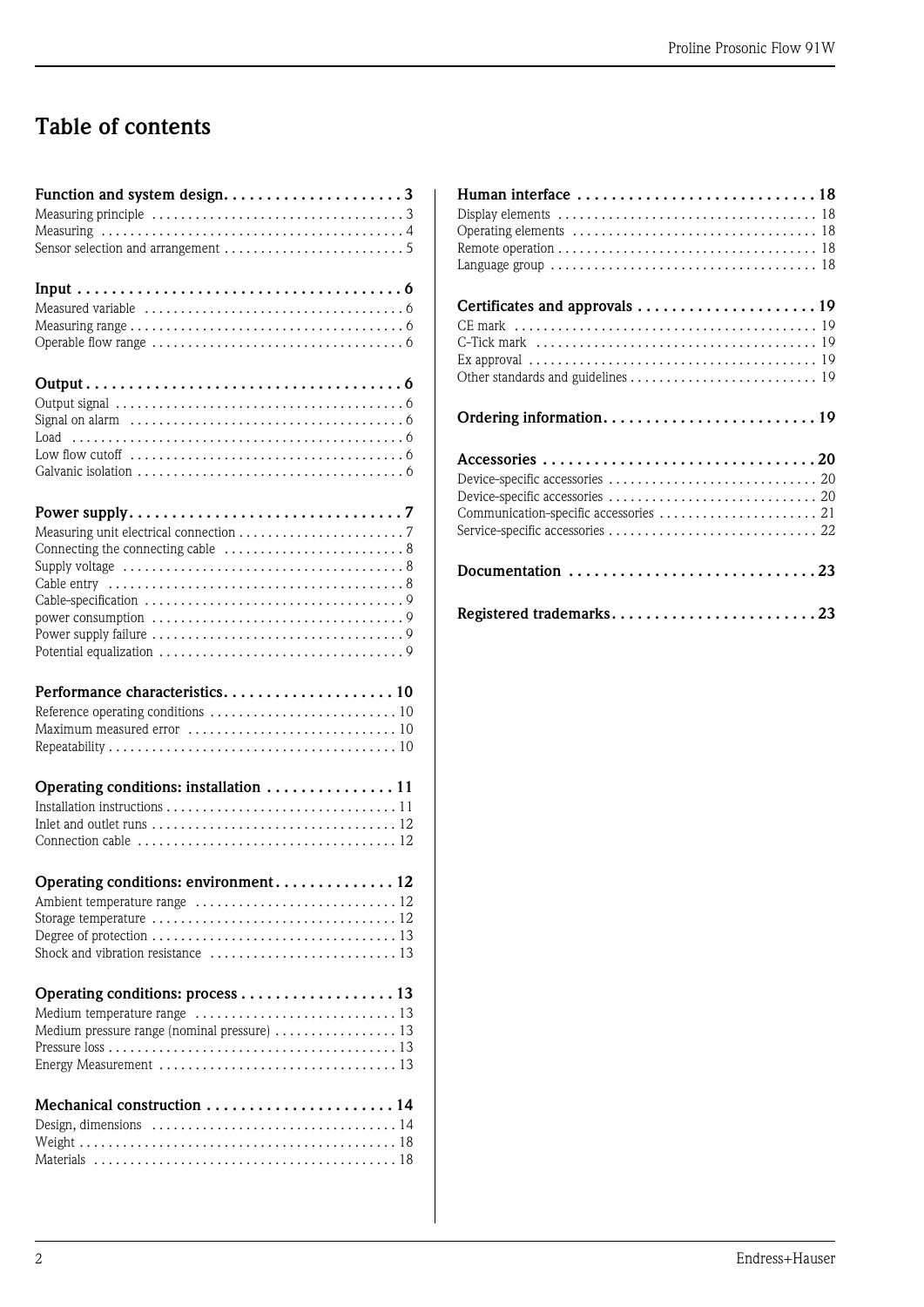# Table of contents

**Function and system design . . . . . . . . . . . . . . . . . . . . . 3**
Measuring principle . . . . . . . . . . . . . . . . . . . . . . . . . . . . . . . . . . . 3
Measuring . . . . . . . . . . . . . . . . . . . . . . . . . . . . . . . . . . . . . . . . . . 4
Sensor selection and arrangement . . . . . . . . . . . . . . . . . . . . . . . . 5

**Input . . . . . . . . . . . . . . . . . . . . . . . . . . . . . . . . . . . . . . 6**
Measured variable . . . . . . . . . . . . . . . . . . . . . . . . . . . . . . . . . . . 6
Measuring range . . . . . . . . . . . . . . . . . . . . . . . . . . . . . . . . . . . . . 6
Operable flow range . . . . . . . . . . . . . . . . . . . . . . . . . . . . . . . . . . 6

**Output . . . . . . . . . . . . . . . . . . . . . . . . . . . . . . . . . . . . . 6**
Output signal . . . . . . . . . . . . . . . . . . . . . . . . . . . . . . . . . . . . . . . 6
Signal on alarm . . . . . . . . . . . . . . . . . . . . . . . . . . . . . . . . . . . . . 6
Load . . . . . . . . . . . . . . . . . . . . . . . . . . . . . . . . . . . . . . . . . . . . . 6
Low flow cutoff . . . . . . . . . . . . . . . . . . . . . . . . . . . . . . . . . . . . . 6
Galvanic isolation . . . . . . . . . . . . . . . . . . . . . . . . . . . . . . . . . . . . 6

**Power supply . . . . . . . . . . . . . . . . . . . . . . . . . . . . . . . . 7**
Measuring unit electrical connection . . . . . . . . . . . . . . . . . . . . . . 7
Connecting the connecting cable . . . . . . . . . . . . . . . . . . . . . . . . 8
Supply voltage . . . . . . . . . . . . . . . . . . . . . . . . . . . . . . . . . . . . . . 8
Cable entry . . . . . . . . . . . . . . . . . . . . . . . . . . . . . . . . . . . . . . . . 8
Cable-specification . . . . . . . . . . . . . . . . . . . . . . . . . . . . . . . . . . . 9
power consumption . . . . . . . . . . . . . . . . . . . . . . . . . . . . . . . . . . 9
Power supply failure . . . . . . . . . . . . . . . . . . . . . . . . . . . . . . . . . . 9
Potential equalization . . . . . . . . . . . . . . . . . . . . . . . . . . . . . . . . . 9

**Performance characteristics . . . . . . . . . . . . . . . . . . . . 10**
Reference operating conditions . . . . . . . . . . . . . . . . . . . . . . . . . 10
Maximum measured error . . . . . . . . . . . . . . . . . . . . . . . . . . . . 10
Repeatability . . . . . . . . . . . . . . . . . . . . . . . . . . . . . . . . . . . . . . 10

**Operating conditions: installation . . . . . . . . . . . . . . . 11**
Installation instructions . . . . . . . . . . . . . . . . . . . . . . . . . . . . . . . 11
Inlet and outlet runs . . . . . . . . . . . . . . . . . . . . . . . . . . . . . . . . . 12
Connection cable . . . . . . . . . . . . . . . . . . . . . . . . . . . . . . . . . . . 12

**Operating conditions: environment . . . . . . . . . . . . . . 12**
Ambient temperature range . . . . . . . . . . . . . . . . . . . . . . . . . . . 12
Storage temperature . . . . . . . . . . . . . . . . . . . . . . . . . . . . . . . . . 12
Degree of protection . . . . . . . . . . . . . . . . . . . . . . . . . . . . . . . . . 13
Shock and vibration resistance . . . . . . . . . . . . . . . . . . . . . . . . . 13

**Operating conditions: process . . . . . . . . . . . . . . . . . . 13**
Medium temperature range . . . . . . . . . . . . . . . . . . . . . . . . . . . 13
Medium pressure range (nominal pressure) . . . . . . . . . . . . . . . . 13
Pressure loss . . . . . . . . . . . . . . . . . . . . . . . . . . . . . . . . . . . . . . . 13
Energy Measurement . . . . . . . . . . . . . . . . . . . . . . . . . . . . . . . . 13

**Mechanical construction . . . . . . . . . . . . . . . . . . . . . . 14**
Design, dimensions . . . . . . . . . . . . . . . . . . . . . . . . . . . . . . . . . 14
Weight . . . . . . . . . . . . . . . . . . . . . . . . . . . . . . . . . . . . . . . . . . . 18
Materials . . . . . . . . . . . . . . . . . . . . . . . . . . . . . . . . . . . . . . . . . 18

**Human interface . . . . . . . . . . . . . . . . . . . . . . . . . . . . 18**
Display elements . . . . . . . . . . . . . . . . . . . . . . . . . . . . . . . . . . . 18
Operating elements . . . . . . . . . . . . . . . . . . . . . . . . . . . . . . . . . 18
Remote operation . . . . . . . . . . . . . . . . . . . . . . . . . . . . . . . . . . . 18
Language group . . . . . . . . . . . . . . . . . . . . . . . . . . . . . . . . . . . . 18

**Certificates and approvals . . . . . . . . . . . . . . . . . . . . . 19**
CE mark . . . . . . . . . . . . . . . . . . . . . . . . . . . . . . . . . . . . . . . . . 19
C-Tick mark . . . . . . . . . . . . . . . . . . . . . . . . . . . . . . . . . . . . . . 19
Ex approval . . . . . . . . . . . . . . . . . . . . . . . . . . . . . . . . . . . . . . . 19
Other standards and guidelines . . . . . . . . . . . . . . . . . . . . . . . . . 19

**Ordering information . . . . . . . . . . . . . . . . . . . . . . . . . 19**

**Accessories . . . . . . . . . . . . . . . . . . . . . . . . . . . . . . . . 20**
Device-specific accessories . . . . . . . . . . . . . . . . . . . . . . . . . . . . 20
Device-specific accessories . . . . . . . . . . . . . . . . . . . . . . . . . . . . 20
Communication-specific accessories . . . . . . . . . . . . . . . . . . . . . 21
Service-specific accessories . . . . . . . . . . . . . . . . . . . . . . . . . . . . 22

**Documentation . . . . . . . . . . . . . . . . . . . . . . . . . . . . . 23**

**Registered trademarks . . . . . . . . . . . . . . . . . . . . . . . . 23**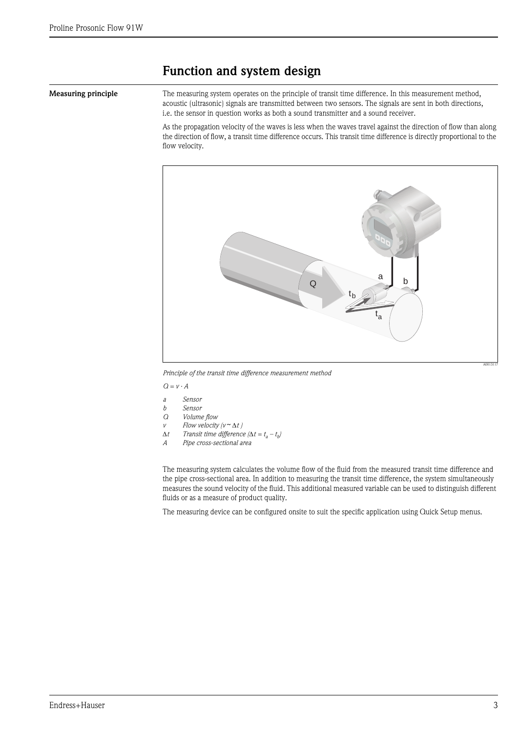# Function and system design

**Measuring principle**

The measuring system operates on the principle of transit time difference. In this measurement method, acoustic (ultrasonic) signals are transmitted between two sensors. The signals are sent in both directions, i.e. the sensor in question works as both a sound transmitter and a sound receiver.

As the propagation velocity of the waves is less when the waves travel against the direction of flow than along the direction of flow, a transit time difference occurs. This transit time difference is directly proportional to the flow velocity.

*Principle of the transit time difference measurement method*

$Q = v \cdot A$

- *a* — *Sensor*
- *b* — *Sensor*
- *Q* — *Volume flow*
- *v* — *Flow velocity* ($v \sim \Delta t$)
- $\Delta t$ — *Transit time difference* ($\Delta t = t_a - t_b$)
- *A* — *Pipe cross-sectional area*

The measuring system calculates the volume flow of the fluid from the measured transit time difference and the pipe cross-sectional area. In addition to measuring the transit time difference, the system simultaneously measures the sound velocity of the fluid. This additional measured variable can be used to distinguish different fluids or as a measure of product quality.

The measuring device can be configured onsite to suit the specific application using Quick Setup menus.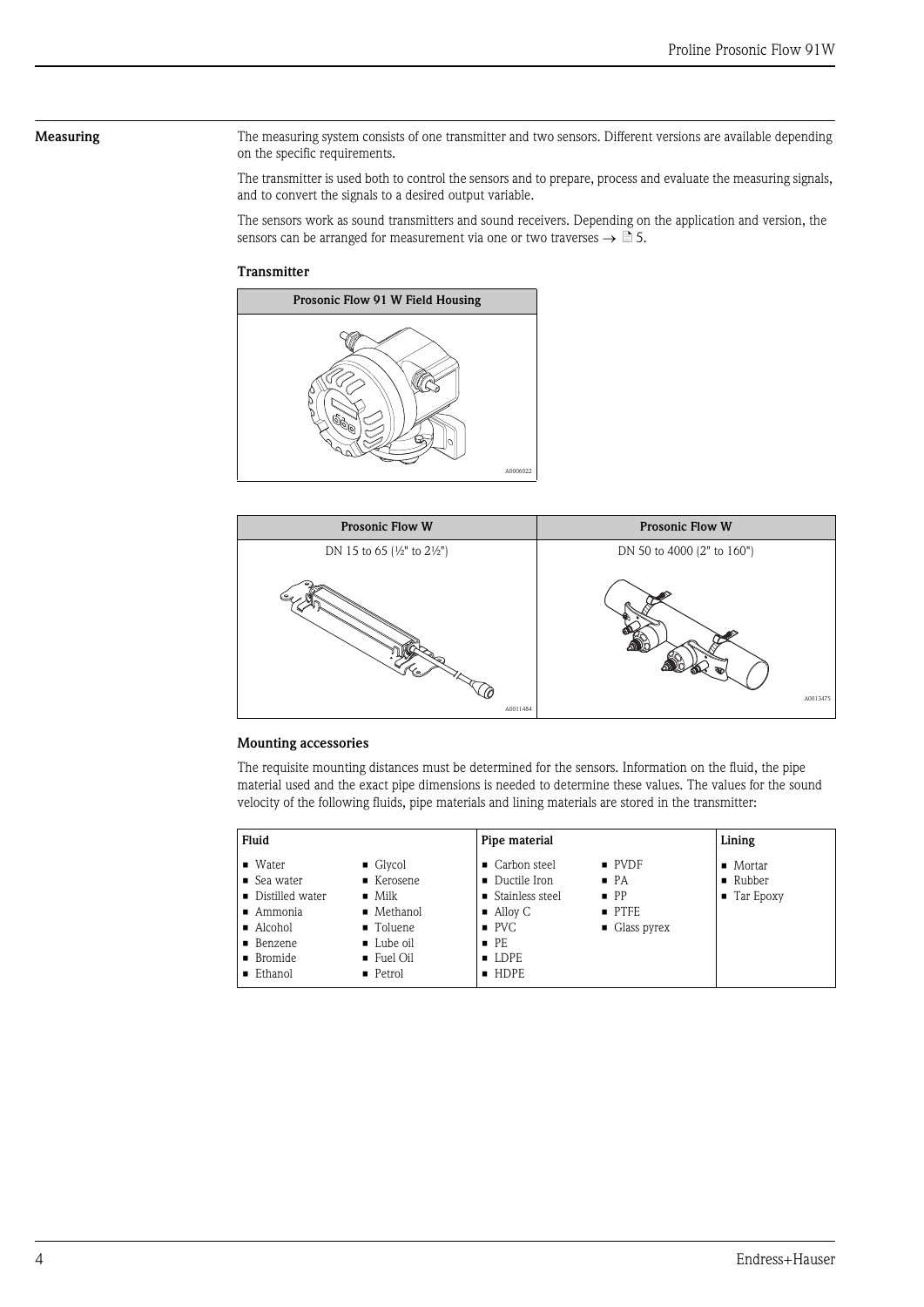## Measuring

The measuring system consists of one transmitter and two sensors. Different versions are available depending on the specific requirements.

The transmitter is used both to control the sensors and to prepare, process and evaluate the measuring signals, and to convert the signals to a desired output variable.

The sensors work as sound transmitters and sound receivers. Depending on the application and version, the sensors can be arranged for measurement via one or two traverses → 5.

### Transmitter

| Prosonic Flow 91 W Field Housing |
|---|
| A0006022 |

| Prosonic Flow W | Prosonic Flow W |
|---|---|
| DN 15 to 65 (½" to 2½") | DN 50 to 4000 (2" to 160") |
| A0011484 | A0013475 |

### Mounting accessories

The requisite mounting distances must be determined for the sensors. Information on the fluid, the pipe material used and the exact pipe dimensions is needed to determine these values. The values for the sound velocity of the following fluids, pipe materials and lining materials are stored in the transmitter:

| Fluid | | Pipe material | | Lining |
|---|---|---|---|---|
| ▪ Water | ▪ Glycol | ▪ Carbon steel | ▪ PVDF | ▪ Mortar |
| ▪ Sea water | ▪ Kerosene | ▪ Ductile Iron | ▪ PA | ▪ Rubber |
| ▪ Distilled water | ▪ Milk | ▪ Stainless steel | ▪ PP | ▪ Tar Epoxy |
| ▪ Ammonia | ▪ Methanol | ▪ Alloy C | ▪ PTFE | |
| ▪ Alcohol | ▪ Toluene | ▪ PVC | ▪ Glass pyrex | |
| ▪ Benzene | ▪ Lube oil | ▪ PE | | |
| ▪ Bromide | ▪ Fuel Oil | ▪ LDPE | | |
| ▪ Ethanol | ▪ Petrol | ▪ HDPE | | |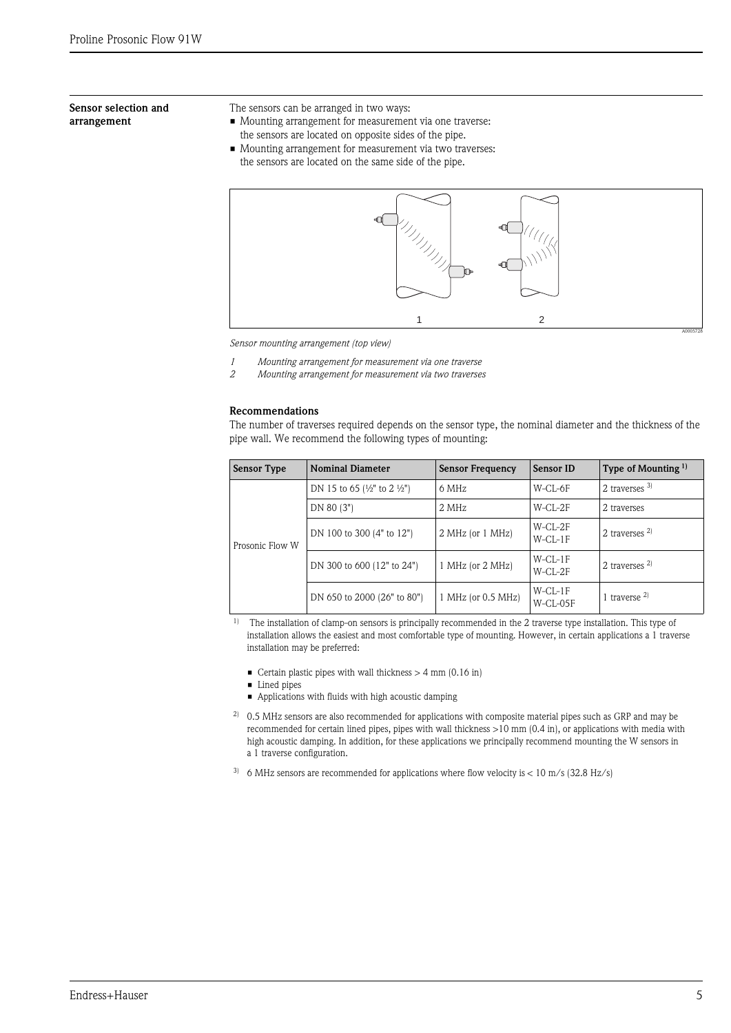### Sensor selection and arrangement

The sensors can be arranged in two ways:

- Mounting arrangement for measurement via one traverse: the sensors are located on opposite sides of the pipe.
- Mounting arrangement for measurement via two traverses: the sensors are located on the same side of the pipe.

*Sensor mounting arrangement (top view)*

*1 Mounting arrangement for measurement via one traverse*
*2 Mounting arrangement for measurement via two traverses*

#### Recommendations

The number of traverses required depends on the sensor type, the nominal diameter and the thickness of the pipe wall. We recommend the following types of mounting:

| Sensor Type | Nominal Diameter | Sensor Frequency | Sensor ID | Type of Mounting [1] |
|---|---|---|---|---|
| Prosonic Flow W | DN 15 to 65 (½" to 2 ½") | 6 MHz | W-CL-6F | 2 traverses [3] |
| | DN 80 (3") | 2 MHz | W-CL-2F | 2 traverses |
| | DN 100 to 300 (4" to 12") | 2 MHz (or 1 MHz) | W-CL-2F W-CL-1F | 2 traverses [2] |
| | DN 300 to 600 (12" to 24") | 1 MHz (or 2 MHz) | W-CL-1F W-CL-2F | 2 traverses [2] |
| | DN 650 to 2000 (26" to 80") | 1 MHz (or 0.5 MHz) | W-CL-1F W-CL-05F | 1 traverse [2] |

[1] The installation of clamp-on sensors is principally recommended in the 2 traverse type installation. This type of installation allows the easiest and most comfortable type of mounting. However, in certain applications a 1 traverse installation may be preferred:

- Certain plastic pipes with wall thickness > 4 mm (0.16 in)
- Lined pipes
- Applications with fluids with high acoustic damping

[2] 0.5 MHz sensors are also recommended for applications with composite material pipes such as GRP and may be recommended for certain lined pipes, pipes with wall thickness >10 mm (0.4 in), or applications with media with high acoustic damping. In addition, for these applications we principally recommend mounting the W sensors in a 1 traverse configuration.

[3] 6 MHz sensors are recommended for applications where flow velocity is < 10 m/s (32.8 Hz/s)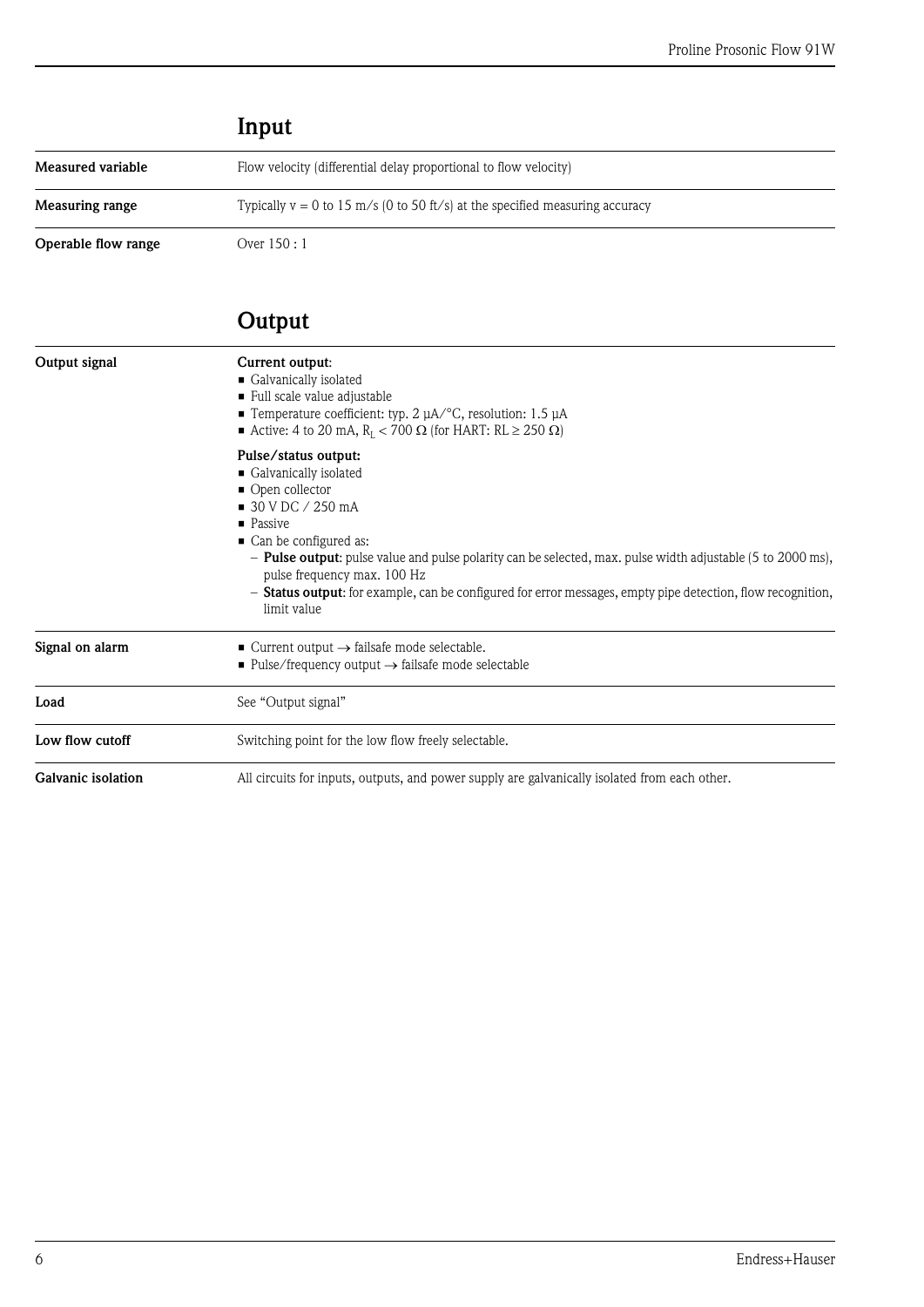## Input

| | |
|---|---|
| **Measured variable** | Flow velocity (differential delay proportional to flow velocity) |
| **Measuring range** | Typically v = 0 to 15 m/s (0 to 50 ft/s) at the specified measuring accuracy |
| **Operable flow range** | Over 150 : 1 |

## Output

**Output signal**

**Current output**:
- Galvanically isolated
- Full scale value adjustable
- Temperature coefficient: typ. 2 µA/°C, resolution: 1.5 µA
- Active: 4 to 20 mA, $R_L$ < 700 Ω (for HART: RL ≥ 250 Ω)

**Pulse/status output:**
- Galvanically isolated
- Open collector
- 30 V DC / 250 mA
- Passive
- Can be configured as:
  - **Pulse output**: pulse value and pulse polarity can be selected, max. pulse width adjustable (5 to 2000 ms), pulse frequency max. 100 Hz
  - **Status output**: for example, can be configured for error messages, empty pipe detection, flow recognition, limit value

**Signal on alarm**

- Current output → failsafe mode selectable.
- Pulse/frequency output → failsafe mode selectable

| | |
|---|---|
| **Load** | See "Output signal" |
| **Low flow cutoff** | Switching point for the low flow freely selectable. |
| **Galvanic isolation** | All circuits for inputs, outputs, and power supply are galvanically isolated from each other. |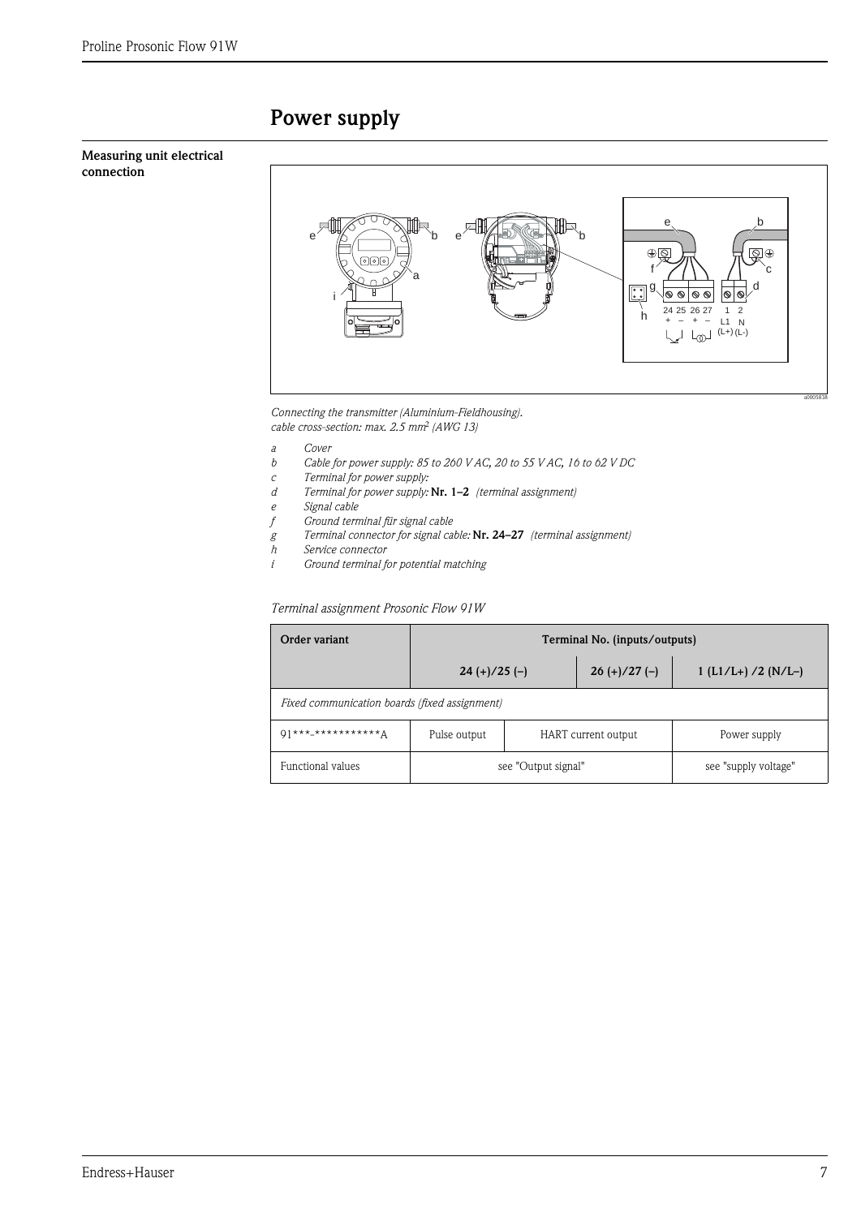# Power supply

## Measuring unit electrical connection

*Connecting the transmitter (Aluminium-Fieldhousing).*
*cable cross-section: max. 2.5 mm² (AWG 13)*

*a* *Cover*
*b* *Cable for power supply: 85 to 260 V AC, 20 to 55 V AC, 16 to 62 V DC*
*c* *Terminal for power supply:*
*d* *Terminal for power supply:* **Nr. 1–2** *(terminal assignment)*
*e* *Signal cable*
*f* *Ground terminal für signal cable*
*g* *Terminal connector for signal cable:* **Nr. 24–27** *(terminal assignment)*
*h* *Service connector*
*i* *Ground terminal for potential matching*

*Terminal assignment Prosonic Flow 91W*

| Order variant | Terminal No. (inputs/outputs) | | |
|---|---|---|---|
| | **24 (+)/25 (–)** | **26 (+)/27 (–)** | **1 (L1/L+) /2 (N/L–)** |
| *Fixed communication boards (fixed assignment)* | | | |
| 91***-***********A | Pulse output | HART current output | Power supply |
| Functional values | see "Output signal" | | see "supply voltage" |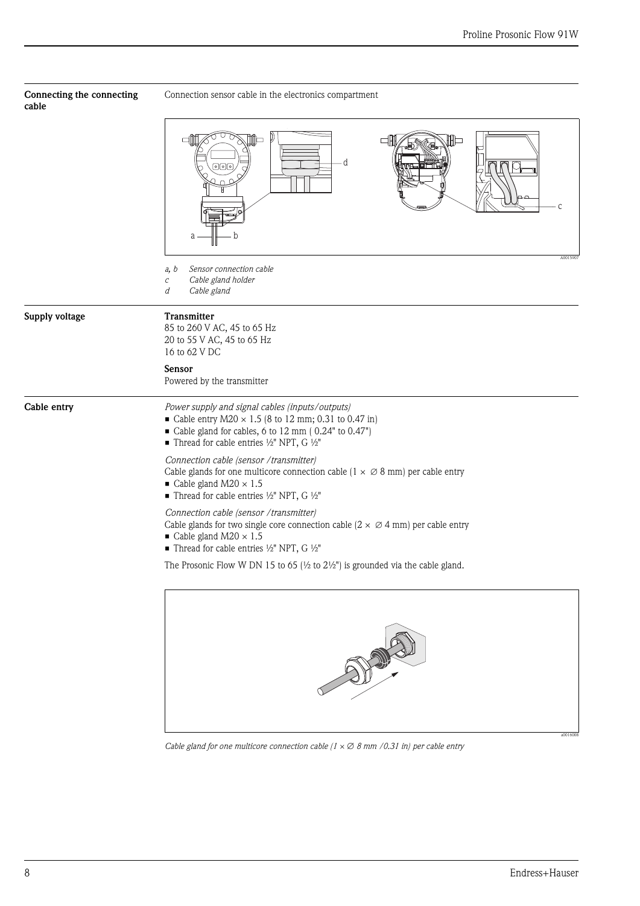## Connecting the connecting cable

Connection sensor cable in the electronics compartment

*a, b* *Sensor connection cable*
*c* *Cable gland holder*
*d* *Cable gland*

## Supply voltage

**Transmitter**
85 to 260 V AC, 45 to 65 Hz
20 to 55 V AC, 45 to 65 Hz
16 to 62 V DC

**Sensor**
Powered by the transmitter

## Cable entry

*Power supply and signal cables (inputs/outputs)*

- Cable entry M20 × 1.5 (8 to 12 mm; 0.31 to 0.47 in)
- Cable gland for cables, 6 to 12 mm ( 0.24" to 0.47")
- Thread for cable entries ½" NPT, G ½"

*Connection cable (sensor /transmitter)*
Cable glands for one multicore connection cable (1 × ∅ 8 mm) per cable entry

- Cable gland M20 × 1.5
- Thread for cable entries ½" NPT, G ½"

*Connection cable (sensor /transmitter)*
Cable glands for two single core connection cable (2 × ∅ 4 mm) per cable entry

- Cable gland M20 × 1.5
- Thread for cable entries ½" NPT, G ½"

The Prosonic Flow W DN 15 to 65 (½ to 2½") is grounded via the cable gland.

*Cable gland for one multicore connection cable (1 × ∅ 8 mm /0.31 in) per cable entry*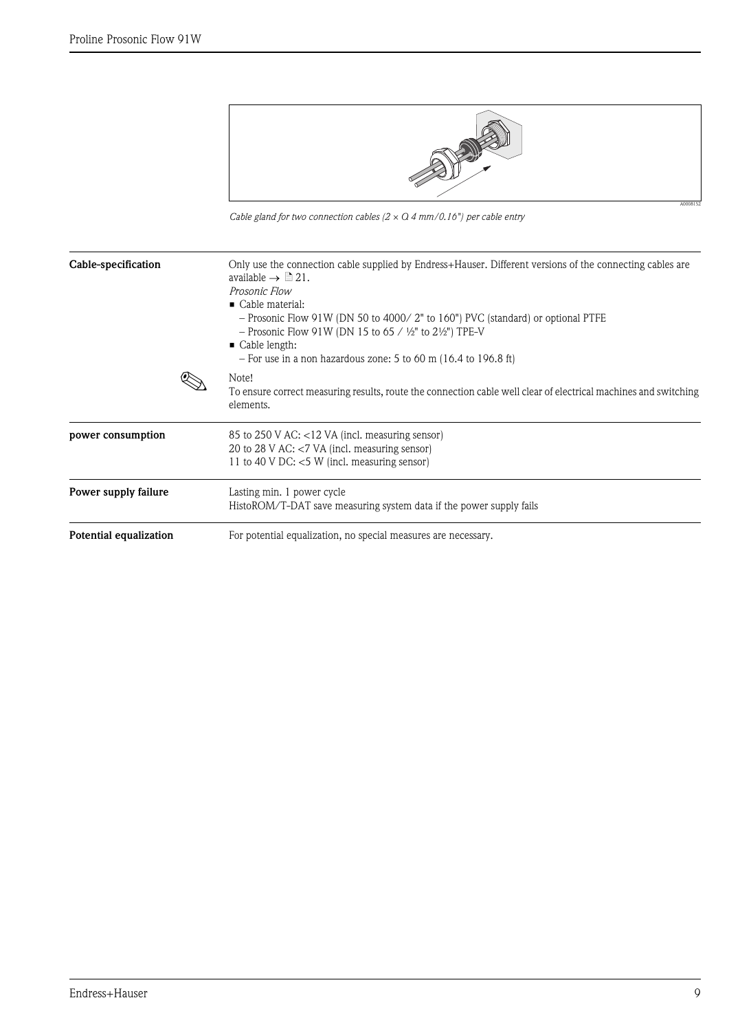A0008152

*Cable gland for two connection cables (2 × Ø 4 mm/0.16") per cable entry*

**Cable-specification**

Only use the connection cable supplied by Endress+Hauser. Different versions of the connecting cables are available → 21.

*Prosonic Flow*

- Cable material:
  - Prosonic Flow 91W (DN 50 to 4000/ 2" to 160") PVC (standard) or optional PTFE
  - Prosonic Flow 91W (DN 15 to 65 / ½" to 2½") TPE-V
- Cable length:
  - For use in a non hazardous zone: 5 to 60 m (16.4 to 196.8 ft)

Note!
To ensure correct measuring results, route the connection cable well clear of electrical machines and switching elements.

**power consumption**

85 to 250 V AC: <12 VA (incl. measuring sensor)
20 to 28 V AC: <7 VA (incl. measuring sensor)
11 to 40 V DC: <5 W (incl. measuring sensor)

**Power supply failure**

Lasting min. 1 power cycle
HistoROM/T-DAT save measuring system data if the power supply fails

**Potential equalization**

For potential equalization, no special measures are necessary.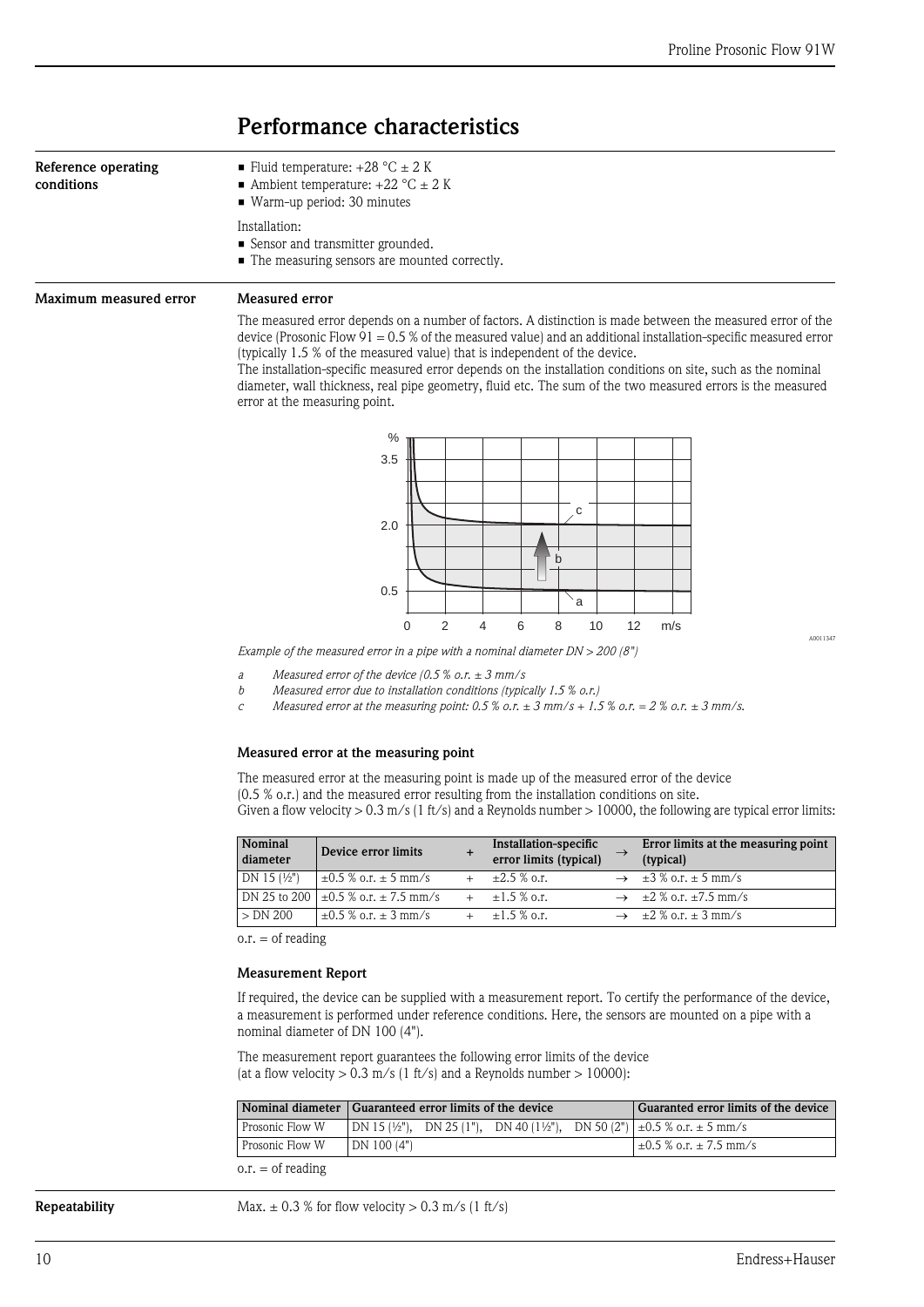# Performance characteristics

**Reference operating conditions**

- Fluid temperature: +28 °C ± 2 K
- Ambient temperature: +22 °C ± 2 K
- Warm-up period: 30 minutes

Installation:

- Sensor and transmitter grounded.
- The measuring sensors are mounted correctly.

**Maximum measured error**

### Measured error

The measured error depends on a number of factors. A distinction is made between the measured error of the device (Prosonic Flow 91 = 0.5 % of the measured value) and an additional installation-specific measured error (typically 1.5 % of the measured value) that is independent of the device.
The installation-specific measured error depends on the installation conditions on site, such as the nominal diameter, wall thickness, real pipe geometry, fluid etc. The sum of the two measured errors is the measured error at the measuring point.

A0011347

*Example of the measured error in a pipe with a nominal diameter DN > 200 (8")*

*a Measured error of the device (0.5 % o.r. ± 3 mm/s*
*b Measured error due to installation conditions (typically 1.5 % o.r.)*
*c Measured error at the measuring point: 0.5 % o.r. ± 3 mm/s + 1.5 % o.r. = 2 % o.r. ± 3 mm/s.*

### Measured error at the measuring point

The measured error at the measuring point is made up of the measured error of the device (0.5 % o.r.) and the measured error resulting from the installation conditions on site.
Given a flow velocity > 0.3 m/s (1 ft/s) and a Reynolds number > 10000, the following are typical error limits:

| Nominal diameter | Device error limits | + | Installation-specific error limits (typical) | → | Error limits at the measuring point (typical) |
|---|---|---|---|---|---|
| DN 15 (½") | ±0.5 % o.r. ± 5 mm/s | + | ±2.5 % o.r. | → | ±3 % o.r. ± 5 mm/s |
| DN 25 to 200 | ±0.5 % o.r. ± 7.5 mm/s | + | ±1.5 % o.r. | → | ±2 % o.r. ±7.5 mm/s |
| > DN 200 | ±0.5 % o.r. ± 3 mm/s | + | ±1.5 % o.r. | → | ±2 % o.r. ± 3 mm/s |

o.r. = of reading

### Measurement Report

If required, the device can be supplied with a measurement report. To certify the performance of the device, a measurement is performed under reference conditions. Here, the sensors are mounted on a pipe with a nominal diameter of DN 100 (4").

The measurement report guarantees the following error limits of the device (at a flow velocity > 0.3 m/s (1 ft/s) and a Reynolds number > 10000):

| Nominal diameter | Guaranteed error limits of the device | Guaranted error limits of the device |
|---|---|---|
| Prosonic Flow W | DN 15 (½"), DN 25 (1"), DN 40 (1½"), DN 50 (2") | ±0.5 % o.r. ± 5 mm/s |
| Prosonic Flow W | DN 100 (4") | ±0.5 % o.r. ± 7.5 mm/s |

o.r. = of reading

**Repeatability**

Max. ± 0.3 % for flow velocity > 0.3 m/s (1 ft/s)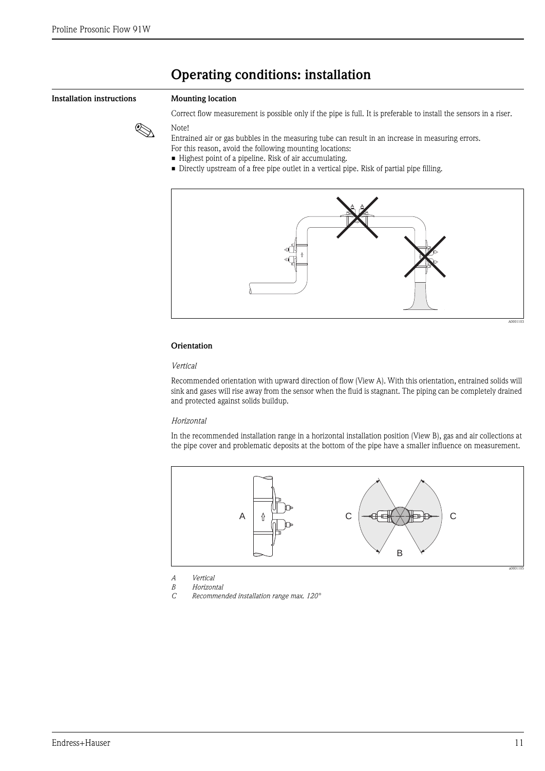# Operating conditions: installation

## Installation instructions

### Mounting location

Correct flow measurement is possible only if the pipe is full. It is preferable to install the sensors in a riser.

Note!
Entrained air or gas bubbles in the measuring tube can result in an increase in measuring errors.
For this reason, avoid the following mounting locations:

- Highest point of a pipeline. Risk of air accumulating.
- Directly upstream of a free pipe outlet in a vertical pipe. Risk of partial pipe filling.

A0001103

### Orientation

*Vertical*

Recommended orientation with upward direction of flow (View A). With this orientation, entrained solids will sink and gases will rise away from the sensor when the fluid is stagnant. The piping can be completely drained and protected against solids buildup.

*Horizontal*

In the recommended installation range in a horizontal installation position (View B), gas and air collections at the pipe cover and problematic deposits at the bottom of the pipe have a smaller influence on measurement.

a0001105

*A Vertical*
*B Horizontal*
*C Recommended installation range max. 120°*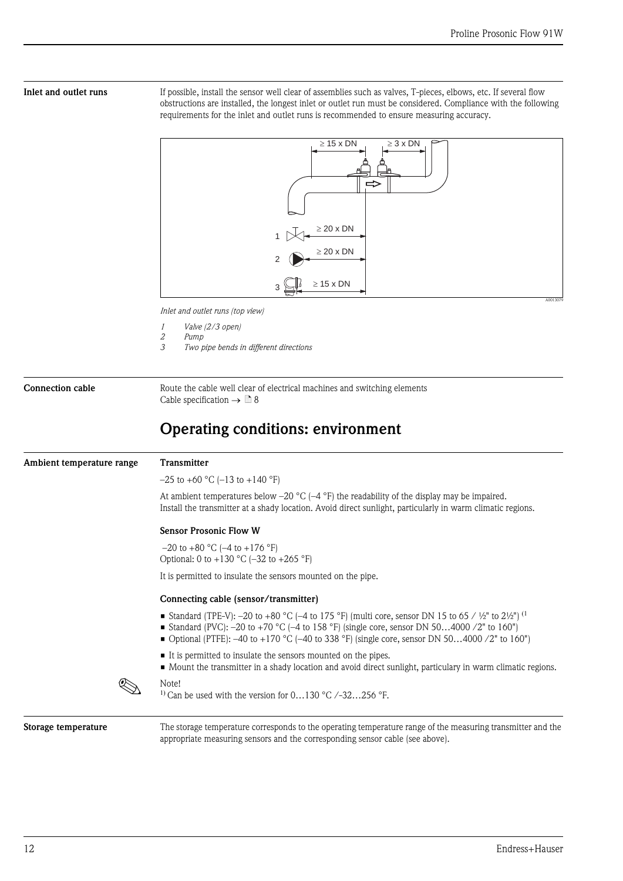**Inlet and outlet runs**

If possible, install the sensor well clear of assemblies such as valves, T-pieces, elbows, etc. If several flow obstructions are installed, the longest inlet or outlet run must be considered. Compliance with the following requirements for the inlet and outlet runs is recommended to ensure measuring accuracy.

*Inlet and outlet runs (top view)*

*1 Valve (2/3 open)*
*2 Pump*
*3 Two pipe bends in different directions*

**Connection cable**

Route the cable well clear of electrical machines and switching elements
Cable specification → 8

# Operating conditions: environment

**Ambient temperature range**

**Transmitter**

–25 to +60 °C (–13 to +140 °F)

At ambient temperatures below –20 °C (–4 °F) the readability of the display may be impaired.
Install the transmitter at a shady location. Avoid direct sunlight, particularly in warm climatic regions.

**Sensor Prosonic Flow W**

–20 to +80 °C (–4 to +176 °F)
Optional: 0 to +130 °C (–32 to +265 °F)

It is permitted to insulate the sensors mounted on the pipe.

**Connecting cable (sensor/transmitter)**

- Standard (TPE-V): –20 to +80 °C (–4 to 175 °F) (multi core, sensor DN 15 to 65 / ½" to 2½") [1]
- Standard (PVC): –20 to +70 °C (–4 to 158 °F) (single core, sensor DN 50…4000 /2" to 160")
- Optional (PTFE): –40 to +170 °C (–40 to 338 °F) (single core, sensor DN 50…4000 /2" to 160")

- It is permitted to insulate the sensors mounted on the pipes.
- Mount the transmitter in a shady location and avoid direct sunlight, particulary in warm climatic regions.

Note!
[1] Can be used with the version for 0…130 °C /-32…256 °F.

**Storage temperature**

The storage temperature corresponds to the operating temperature range of the measuring transmitter and the appropriate measuring sensors and the corresponding sensor cable (see above).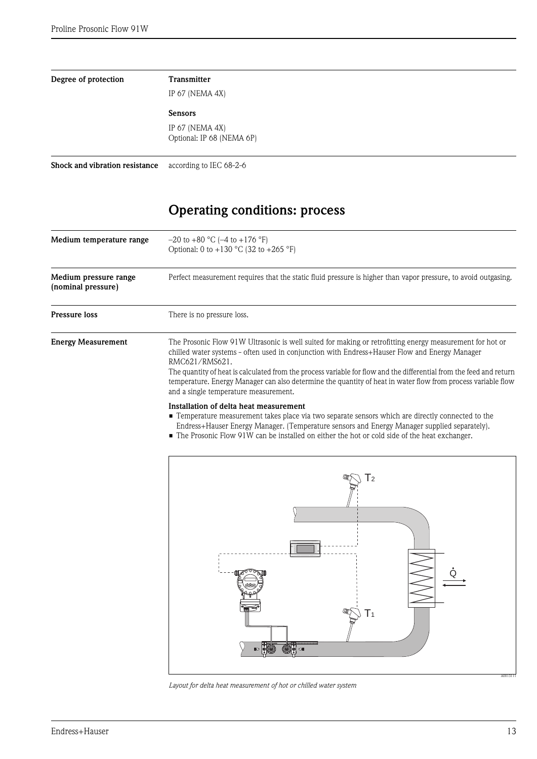| | |
|---|---|
| **Degree of protection** | **Transmitter**<br>IP 67 (NEMA 4X)<br>**Sensors**<br>IP 67 (NEMA 4X)<br>Optional: IP 68 (NEMA 6P) |
| **Shock and vibration resistance** | according to IEC 68-2-6 |

## Operating conditions: process

| | |
|---|---|
| **Medium temperature range** | –20 to +80 °C (–4 to +176 °F)<br>Optional: 0 to +130 °C (32 to +265 °F) |
| **Medium pressure range (nominal pressure)** | Perfect measurement requires that the static fluid pressure is higher than vapor pressure, to avoid outgasing. |
| **Pressure loss** | There is no pressure loss. |

**Energy Measurement**

The Prosonic Flow 91W Ultrasonic is well suited for making or retrofitting energy measurement for hot or chilled water systems - often used in conjunction with Endress+Hauser Flow and Energy Manager RMC621/RMS621.
The quantity of heat is calculated from the process variable for flow and the differential from the feed and return temperature. Energy Manager can also determine the quantity of heat in water flow from process variable flow and a single temperature measurement.

**Installation of delta heat measurement**

- Temperature measurement takes place via two separate sensors which are directly connected to the Endress+Hauser Energy Manager. (Temperature sensors and Energy Manager supplied separately).
- The Prosonic Flow 91W can be installed on either the hot or cold side of the heat exchanger.

*Layout for delta heat measurement of hot or chilled water system*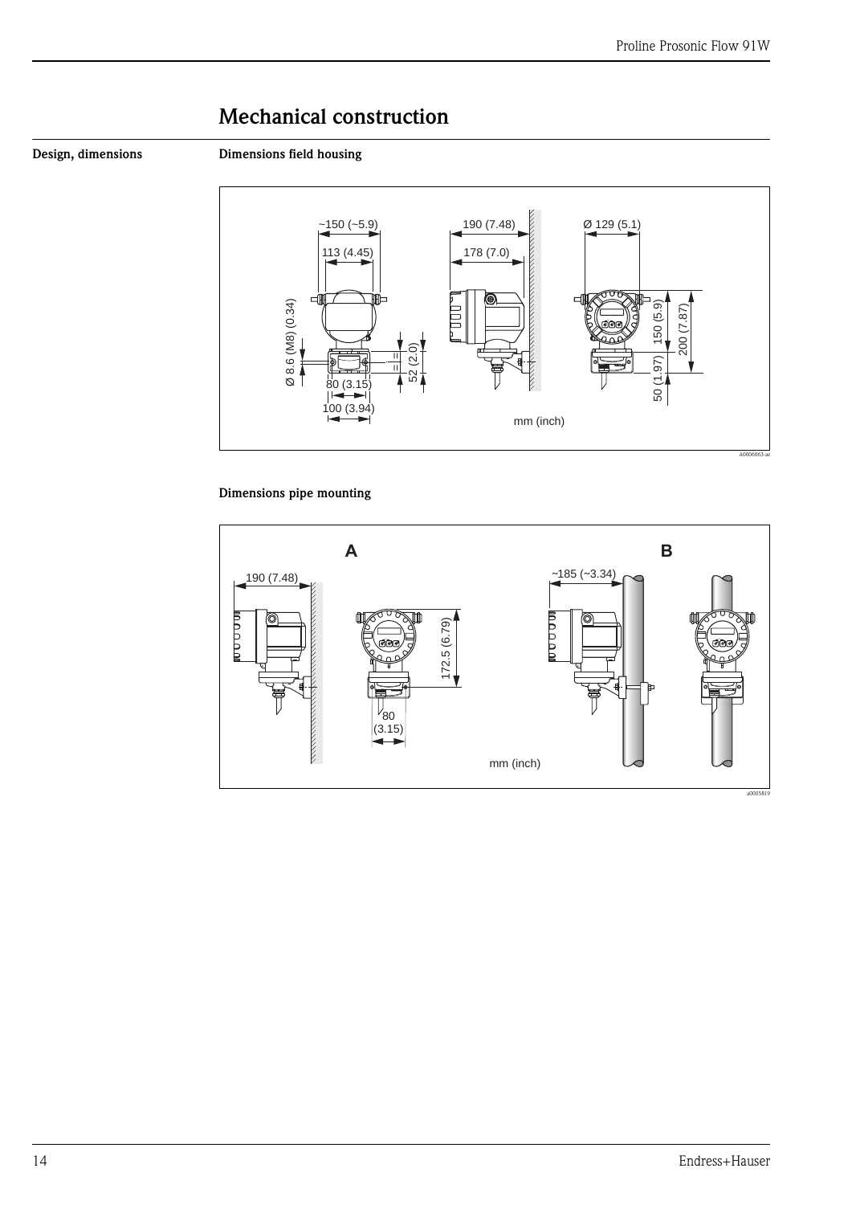# Mechanical construction

## Design, dimensions

### Dimensions field housing

~150 (~5.9)

113 (4.45)

Ø 8.6 (M8) (0.34)

52 (2.0)

80 (3.15)

100 (3.94)

190 (7.48)

178 (7.0)

Ø 129 (5.1)

150 (5.9)

200 (7.87)

50 (1.97)

mm (inch)

A0006863-ae

### Dimensions pipe mounting

A

B

190 (7.48)

172.5 (6.79)

80 (3.15)

~185 (~3.34)

mm (inch)

a0005819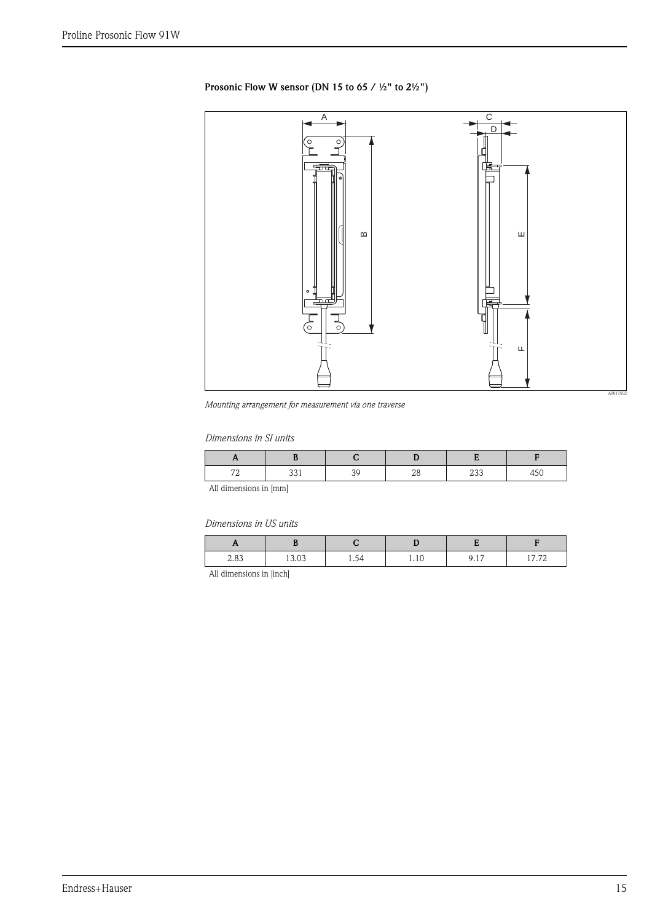### Prosonic Flow W sensor (DN 15 to 65 / ½" to 2½")

*Mounting arrangement for measurement via one traverse*

*Dimensions in SI units*

| A | B | C | D | E | F |
|---|---|---|---|---|---|
| 72 | 331 | 39 | 28 | 233 | 450 |

All dimensions in [mm]

*Dimensions in US units*

| A | B | C | D | E | F |
|---|---|---|---|---|---|
| 2.83 | 13.03 | 1.54 | 1.10 | 9.17 | 17.72 |

All dimensions in [inch]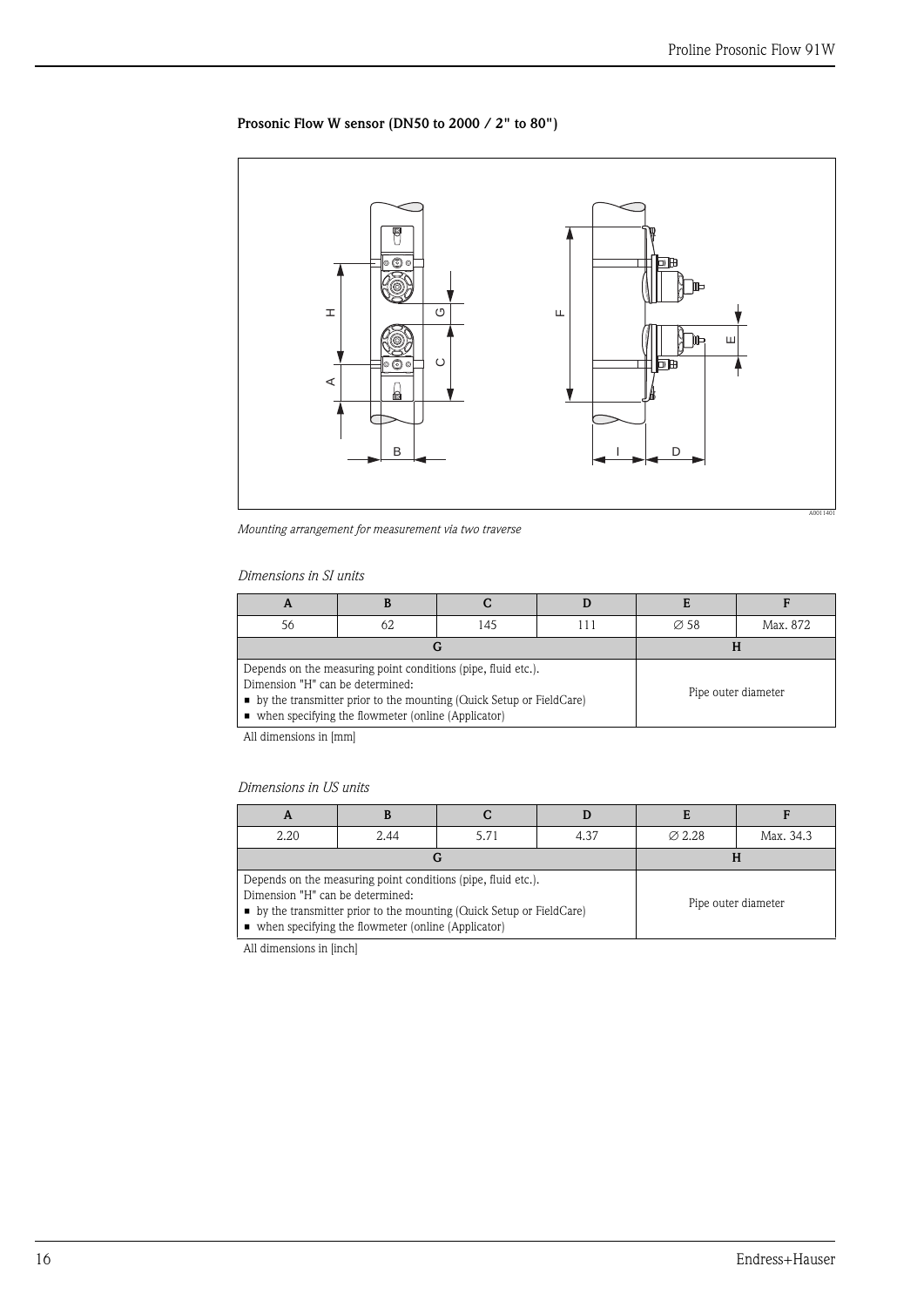### Prosonic Flow W sensor (DN50 to 2000 / 2" to 80")

*Mounting arrangement for measurement via two traverse*

*Dimensions in SI units*

| A | B | C | D | E | F |
|---|---|---|---|---|---|
| 56 | 62 | 145 | 111 | ∅ 58 | Max. 872 |
| G | | | | H | |
| Depends on the measuring point conditions (pipe, fluid etc.).<br>Dimension "H" can be determined:<br>▪ by the transmitter prior to the mounting (Quick Setup or FieldCare)<br>▪ when specifying the flowmeter (online (Applicator) | | | | Pipe outer diameter | |

All dimensions in [mm]

*Dimensions in US units*

| A | B | C | D | E | F |
|---|---|---|---|---|---|
| 2.20 | 2.44 | 5.71 | 4.37 | ∅ 2.28 | Max. 34.3 |
| G | | | | H | |
| Depends on the measuring point conditions (pipe, fluid etc.).<br>Dimension "H" can be determined:<br>▪ by the transmitter prior to the mounting (Quick Setup or FieldCare)<br>▪ when specifying the flowmeter (online (Applicator) | | | | Pipe outer diameter | |

All dimensions in [inch]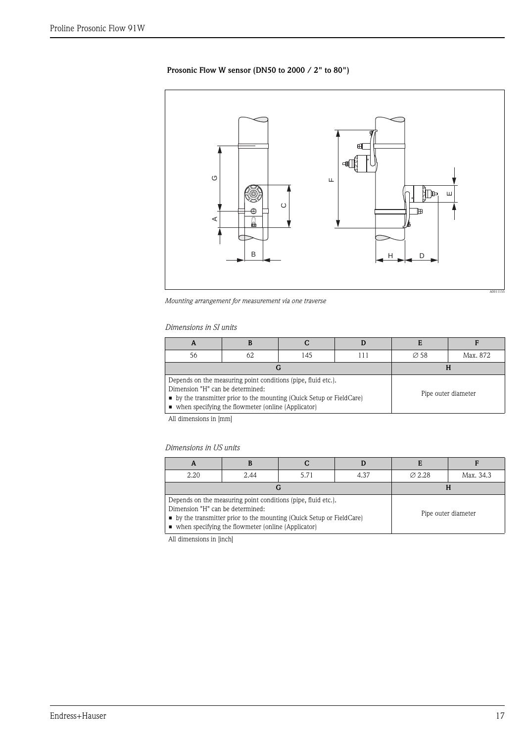### Prosonic Flow W sensor (DN50 to 2000 / 2" to 80")

*Mounting arrangement for measurement via one traverse*

*Dimensions in SI units*

| A | B | C | D | E | F |
|---|---|---|---|---|---|
| 56 | 62 | 145 | 111 | ∅ 58 | Max. 872 |
| G | | | | H | |
| Depends on the measuring point conditions (pipe, fluid etc.). Dimension "H" can be determined: ▪ by the transmitter prior to the mounting (Quick Setup or FieldCare) ▪ when specifying the flowmeter (online (Applicator) | | | | Pipe outer diameter | |

All dimensions in [mm]

*Dimensions in US units*

| A | B | C | D | E | F |
|---|---|---|---|---|---|
| 2.20 | 2.44 | 5.71 | 4.37 | ∅ 2.28 | Max. 34.3 |
| G | | | | H | |
| Depends on the measuring point conditions (pipe, fluid etc.). Dimension "H" can be determined: ▪ by the transmitter prior to the mounting (Quick Setup or FieldCare) ▪ when specifying the flowmeter (online (Applicator) | | | | Pipe outer diameter | |

All dimensions in [inch]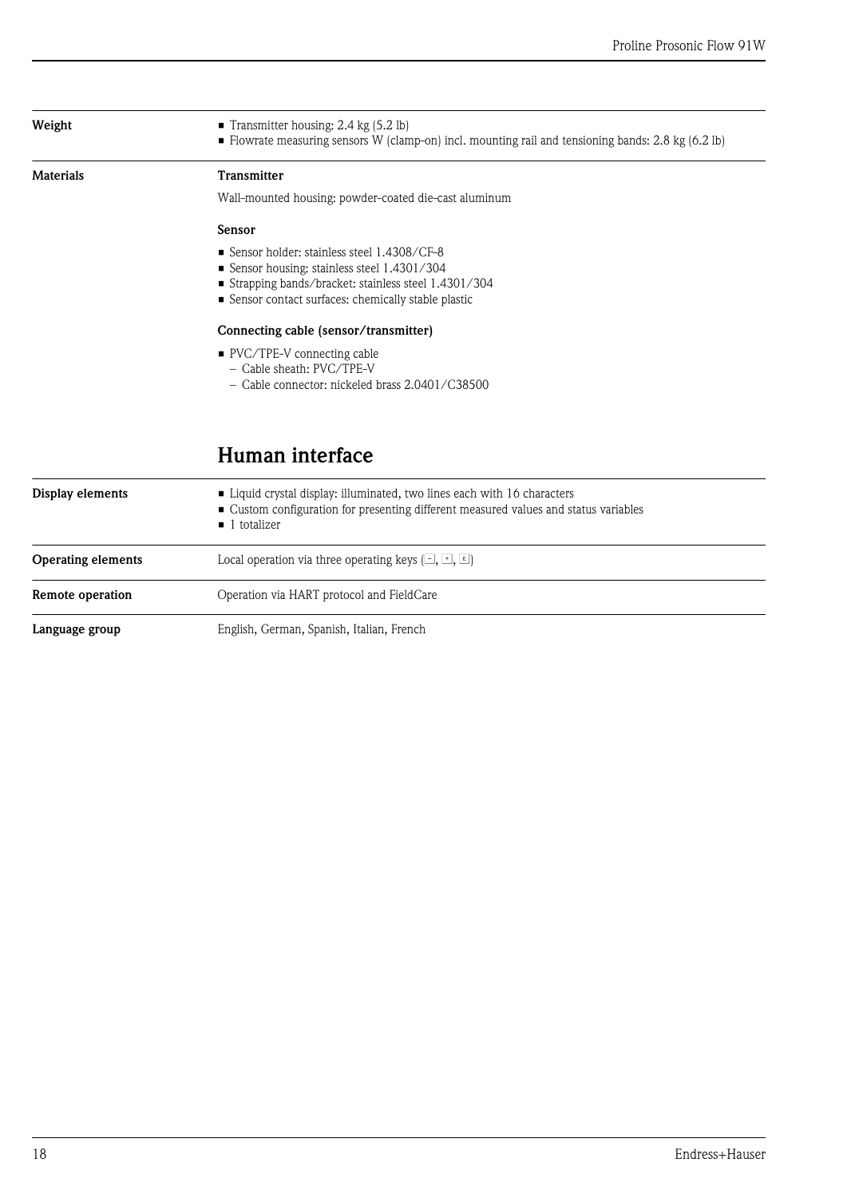**Weight**

- Transmitter housing: 2.4 kg (5.2 lb)
- Flowrate measuring sensors W (clamp-on) incl. mounting rail and tensioning bands: 2.8 kg (6.2 lb)

**Materials**

**Transmitter**

Wall-mounted housing: powder-coated die-cast aluminum

**Sensor**

- Sensor holder: stainless steel 1.4308/CF-8
- Sensor housing: stainless steel 1.4301/304
- Strapping bands/bracket: stainless steel 1.4301/304
- Sensor contact surfaces: chemically stable plastic

**Connecting cable (sensor/transmitter)**

- PVC/TPE-V connecting cable
  - Cable sheath: PVC/TPE-V
  - Cable connector: nickeled brass 2.0401/C38500

## Human interface

**Display elements**

- Liquid crystal display: illuminated, two lines each with 16 characters
- Custom configuration for presenting different measured values and status variables
- 1 totalizer

**Operating elements**

Local operation via three operating keys (−, +, E)

**Remote operation**

Operation via HART protocol and FieldCare

**Language group**

English, German, Spanish, Italian, French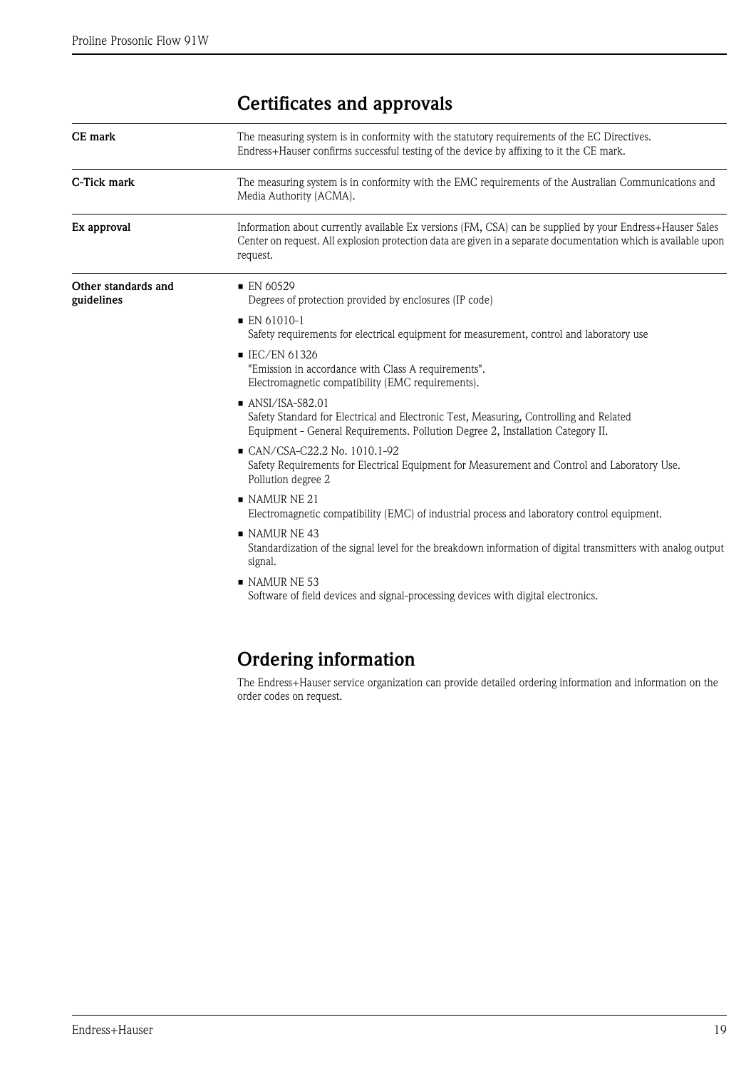## Certificates and approvals

**CE mark**

The measuring system is in conformity with the statutory requirements of the EC Directives. Endress+Hauser confirms successful testing of the device by affixing to it the CE mark.

**C-Tick mark**

The measuring system is in conformity with the EMC requirements of the Australian Communications and Media Authority (ACMA).

**Ex approval**

Information about currently available Ex versions (FM, CSA) can be supplied by your Endress+Hauser Sales Center on request. All explosion protection data are given in a separate documentation which is available upon request.

**Other standards and guidelines**

- EN 60529
  Degrees of protection provided by enclosures (IP code)
- EN 61010-1
  Safety requirements for electrical equipment for measurement, control and laboratory use
- IEC/EN 61326
  "Emission in accordance with Class A requirements".
  Electromagnetic compatibility (EMC requirements).
- ANSI/ISA-S82.01
  Safety Standard for Electrical and Electronic Test, Measuring, Controlling and Related Equipment - General Requirements. Pollution Degree 2, Installation Category II.
- CAN/CSA-C22.2 No. 1010.1-92
  Safety Requirements for Electrical Equipment for Measurement and Control and Laboratory Use. Pollution degree 2
- NAMUR NE 21
  Electromagnetic compatibility (EMC) of industrial process and laboratory control equipment.
- NAMUR NE 43
  Standardization of the signal level for the breakdown information of digital transmitters with analog output signal.
- NAMUR NE 53
  Software of field devices and signal-processing devices with digital electronics.

## Ordering information

The Endress+Hauser service organization can provide detailed ordering information and information on the order codes on request.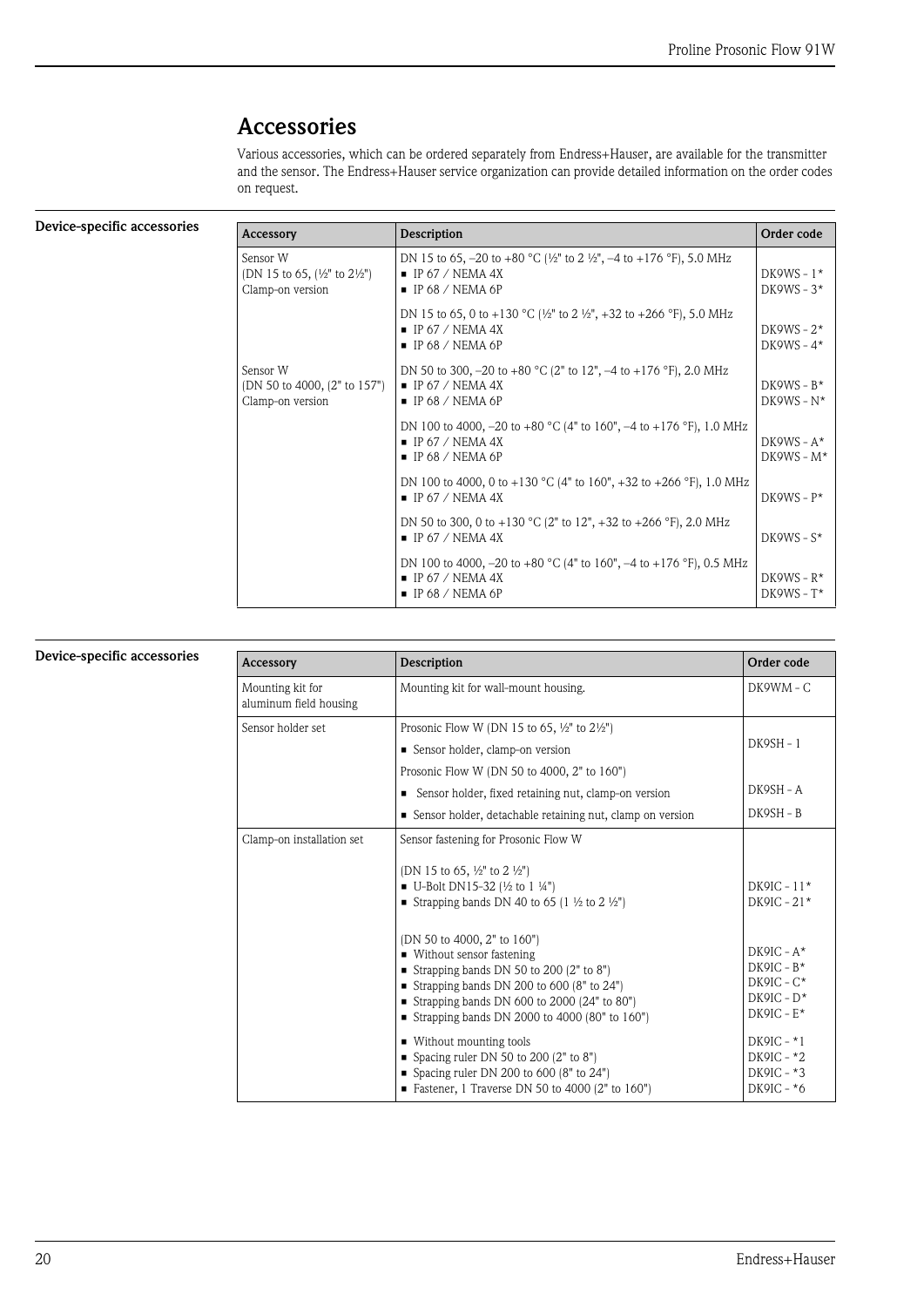## Accessories

Various accessories, which can be ordered separately from Endress+Hauser, are available for the transmitter and the sensor. The Endress+Hauser service organization can provide detailed information on the order codes on request.

### Device-specific accessories

| Accessory | Description | Order code |
|---|---|---|
| Sensor W (DN 15 to 65, (½" to 2½") Clamp-on version | DN 15 to 65, –20 to +80 °C (½" to 2 ½", –4 to +176 °F), 5.0 MHz<br>■ IP 67 / NEMA 4X<br>■ IP 68 / NEMA 6P | DK9WS - 1*<br>DK9WS - 3* |
| | DN 15 to 65, 0 to +130 °C (½" to 2 ½", +32 to +266 °F), 5.0 MHz<br>■ IP 67 / NEMA 4X<br>■ IP 68 / NEMA 6P | DK9WS - 2*<br>DK9WS - 4* |
| Sensor W (DN 50 to 4000, (2" to 157") Clamp-on version | DN 50 to 300, –20 to +80 °C (2" to 12", –4 to +176 °F), 2.0 MHz<br>■ IP 67 / NEMA 4X<br>■ IP 68 / NEMA 6P | DK9WS - B*<br>DK9WS - N* |
| | DN 100 to 4000, –20 to +80 °C (4" to 160", –4 to +176 °F), 1.0 MHz<br>■ IP 67 / NEMA 4X<br>■ IP 68 / NEMA 6P | DK9WS - A*<br>DK9WS - M* |
| | DN 100 to 4000, 0 to +130 °C (4" to 160", +32 to +266 °F), 1.0 MHz<br>■ IP 67 / NEMA 4X | DK9WS - P* |
| | DN 50 to 300, 0 to +130 °C (2" to 12", +32 to +266 °F), 2.0 MHz<br>■ IP 67 / NEMA 4X | DK9WS - S* |
| | DN 100 to 4000, –20 to +80 °C (4" to 160", –4 to +176 °F), 0.5 MHz<br>■ IP 67 / NEMA 4X<br>■ IP 68 / NEMA 6P | DK9WS - R*<br>DK9WS - T* |

### Device-specific accessories

| Accessory | Description | Order code |
|---|---|---|
| Mounting kit for aluminum field housing | Mounting kit for wall-mount housing. | DK9WM - C |
| Sensor holder set | Prosonic Flow W (DN 15 to 65, ½" to 2½")<br>■ Sensor holder, clamp-on version | DK9SH - 1 |
| | Prosonic Flow W (DN 50 to 4000, 2" to 160")<br>■ Sensor holder, fixed retaining nut, clamp-on version<br>■ Sensor holder, detachable retaining nut, clamp on version | DK9SH - A<br>DK9SH - B |
| Clamp-on installation set | Sensor fastening for Prosonic Flow W<br><br>(DN 15 to 65, ½" to 2 ½")<br>■ U-Bolt DN15-32 (½ to 1 ¼")<br>■ Strapping bands DN 40 to 65 (1 ½ to 2 ½") | DK9IC - 11*<br>DK9IC - 21* |
| | (DN 50 to 4000, 2" to 160")<br>■ Without sensor fastening<br>■ Strapping bands DN 50 to 200 (2" to 8")<br>■ Strapping bands DN 200 to 600 (8" to 24")<br>■ Strapping bands DN 600 to 2000 (24" to 80")<br>■ Strapping bands DN 2000 to 4000 (80" to 160") | DK9IC - A*<br>DK9IC - B*<br>DK9IC - C*<br>DK9IC - D*<br>DK9IC - E* |
| | ■ Without mounting tools<br>■ Spacing ruler DN 50 to 200 (2" to 8")<br>■ Spacing ruler DN 200 to 600 (8" to 24")<br>■ Fastener, 1 Traverse DN 50 to 4000 (2" to 160") | DK9IC - *1<br>DK9IC - *2<br>DK9IC - *3<br>DK9IC - *6 |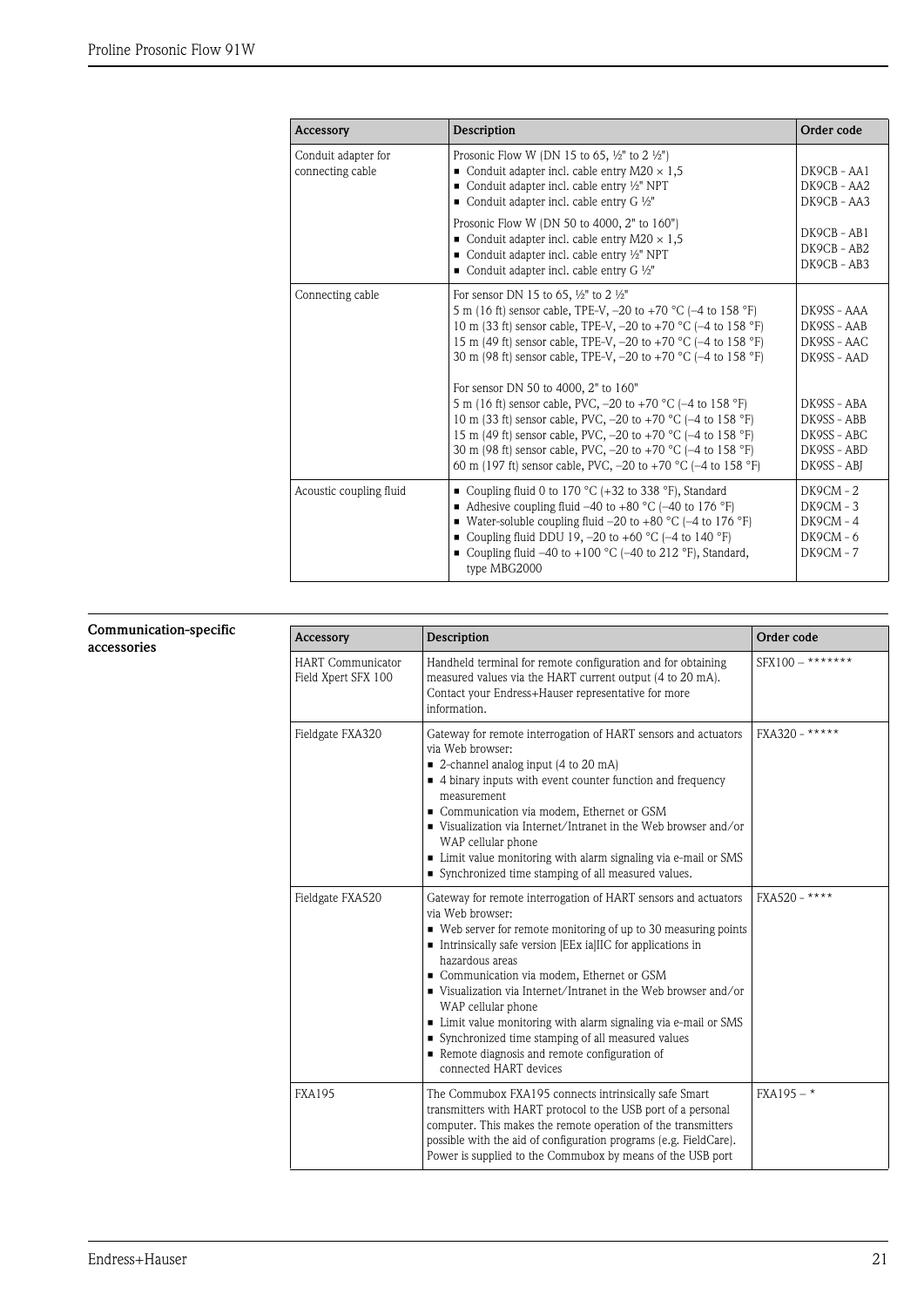| Accessory | Description | Order code |
|---|---|---|
| Conduit adapter for connecting cable | Prosonic Flow W (DN 15 to 65, ½" to 2 ½")<br>■ Conduit adapter incl. cable entry M20 × 1,5<br>■ Conduit adapter incl. cable entry ½" NPT<br>■ Conduit adapter incl. cable entry G ½"<br><br>Prosonic Flow W (DN 50 to 4000, 2" to 160")<br>■ Conduit adapter incl. cable entry M20 × 1,5<br>■ Conduit adapter incl. cable entry ½" NPT<br>■ Conduit adapter incl. cable entry G ½" | <br>DK9CB - AA1<br>DK9CB - AA2<br>DK9CB - AA3<br><br><br>DK9CB - AB1<br>DK9CB - AB2<br>DK9CB - AB3 |
| Connecting cable | For sensor DN 15 to 65, ½" to 2 ½"<br>5 m (16 ft) sensor cable, TPE-V, –20 to +70 °C (–4 to 158 °F)<br>10 m (33 ft) sensor cable, TPE-V, –20 to +70 °C (–4 to 158 °F)<br>15 m (49 ft) sensor cable, TPE-V, –20 to +70 °C (–4 to 158 °F)<br>30 m (98 ft) sensor cable, TPE-V, –20 to +70 °C (–4 to 158 °F)<br><br>For sensor DN 50 to 4000, 2" to 160"<br>5 m (16 ft) sensor cable, PVC, –20 to +70 °C (–4 to 158 °F)<br>10 m (33 ft) sensor cable, PVC, –20 to +70 °C (–4 to 158 °F)<br>15 m (49 ft) sensor cable, PVC, –20 to +70 °C (–4 to 158 °F)<br>30 m (98 ft) sensor cable, PVC, –20 to +70 °C (–4 to 158 °F)<br>60 m (197 ft) sensor cable, PVC, –20 to +70 °C (–4 to 158 °F) | <br>DK9SS - AAA<br>DK9SS - AAB<br>DK9SS - AAC<br>DK9SS - AAD<br><br><br>DK9SS - ABA<br>DK9SS - ABB<br>DK9SS - ABC<br>DK9SS - ABD<br>DK9SS - ABJ |
| Acoustic coupling fluid | ■ Coupling fluid 0 to 170 °C (+32 to 338 °F), Standard<br>■ Adhesive coupling fluid –40 to +80 °C (–40 to 176 °F)<br>■ Water-soluble coupling fluid –20 to +80 °C (–4 to 176 °F)<br>■ Coupling fluid DDU 19, –20 to +60 °C (–4 to 140 °F)<br>■ Coupling fluid –40 to +100 °C (–40 to 212 °F), Standard, type MBG2000 | DK9CM - 2<br>DK9CM - 3<br>DK9CM - 4<br>DK9CM - 6<br>DK9CM - 7 |

**Communication-specific accessories**

| Accessory | Description | Order code |
|---|---|---|
| HART Communicator Field Xpert SFX 100 | Handheld terminal for remote configuration and for obtaining measured values via the HART current output (4 to 20 mA). Contact your Endress+Hauser representative for more information. | SFX100 – ******* |
| Fieldgate FXA320 | Gateway for remote interrogation of HART sensors and actuators via Web browser:<br>■ 2-channel analog input (4 to 20 mA)<br>■ 4 binary inputs with event counter function and frequency measurement<br>■ Communication via modem, Ethernet or GSM<br>■ Visualization via Internet/Intranet in the Web browser and/or WAP cellular phone<br>■ Limit value monitoring with alarm signaling via e-mail or SMS<br>■ Synchronized time stamping of all measured values. | FXA320 - ***** |
| Fieldgate FXA520 | Gateway for remote interrogation of HART sensors and actuators via Web browser:<br>■ Web server for remote monitoring of up to 30 measuring points<br>■ Intrinsically safe version [EEx ia]IIC for applications in hazardous areas<br>■ Communication via modem, Ethernet or GSM<br>■ Visualization via Internet/Intranet in the Web browser and/or WAP cellular phone<br>■ Limit value monitoring with alarm signaling via e-mail or SMS<br>■ Synchronized time stamping of all measured values<br>■ Remote diagnosis and remote configuration of connected HART devices | FXA520 - **** |
| FXA195 | The Commubox FXA195 connects intrinsically safe Smart transmitters with HART protocol to the USB port of a personal computer. This makes the remote operation of the transmitters possible with the aid of configuration programs (e.g. FieldCare). Power is supplied to the Commubox by means of the USB port | FXA195 – * |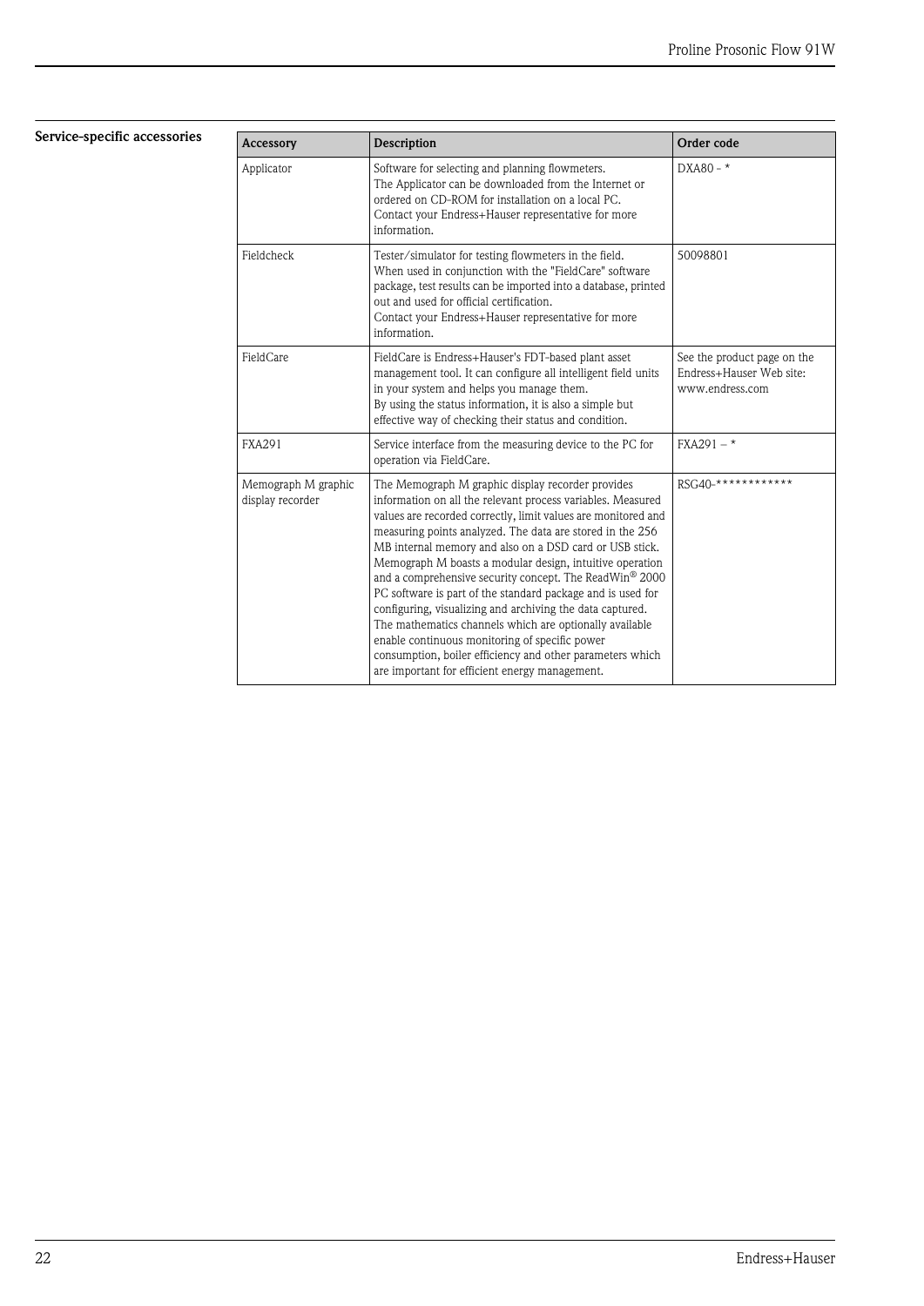## Service-specific accessories

| Accessory | Description | Order code |
|---|---|---|
| Applicator | Software for selecting and planning flowmeters. The Applicator can be downloaded from the Internet or ordered on CD-ROM for installation on a local PC. Contact your Endress+Hauser representative for more information. | DXA80 - * |
| Fieldcheck | Tester/simulator for testing flowmeters in the field. When used in conjunction with the "FieldCare" software package, test results can be imported into a database, printed out and used for official certification. Contact your Endress+Hauser representative for more information. | 50098801 |
| FieldCare | FieldCare is Endress+Hauser's FDT-based plant asset management tool. It can configure all intelligent field units in your system and helps you manage them. By using the status information, it is also a simple but effective way of checking their status and condition. | See the product page on the Endress+Hauser Web site: www.endress.com |
| FXA291 | Service interface from the measuring device to the PC for operation via FieldCare. | FXA291 – * |
| Memograph M graphic display recorder | The Memograph M graphic display recorder provides information on all the relevant process variables. Measured values are recorded correctly, limit values are monitored and measuring points analyzed. The data are stored in the 256 MB internal memory and also on a DSD card or USB stick. Memograph M boasts a modular design, intuitive operation and a comprehensive security concept. The ReadWin® 2000 PC software is part of the standard package and is used for configuring, visualizing and archiving the data captured. The mathematics channels which are optionally available enable continuous monitoring of specific power consumption, boiler efficiency and other parameters which are important for efficient energy management. | RSG40-************ |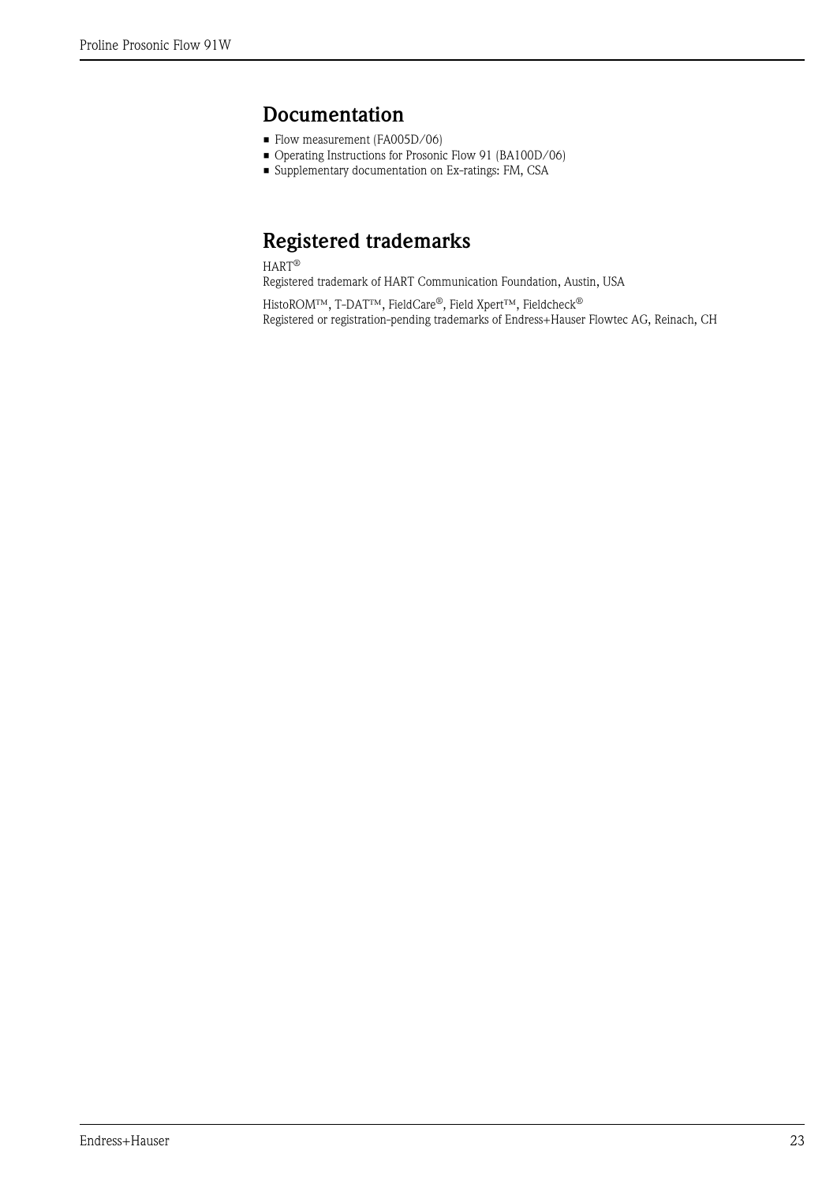# Documentation

- Flow measurement (FA005D/06)
- Operating Instructions for Prosonic Flow 91 (BA100D/06)
- Supplementary documentation on Ex-ratings: FM, CSA

# Registered trademarks

HART®
Registered trademark of HART Communication Foundation, Austin, USA

HistoROM™, T-DAT™, FieldCare®, Field Xpert™, Fieldcheck®
Registered or registration-pending trademarks of Endress+Hauser Flowtec AG, Reinach, CH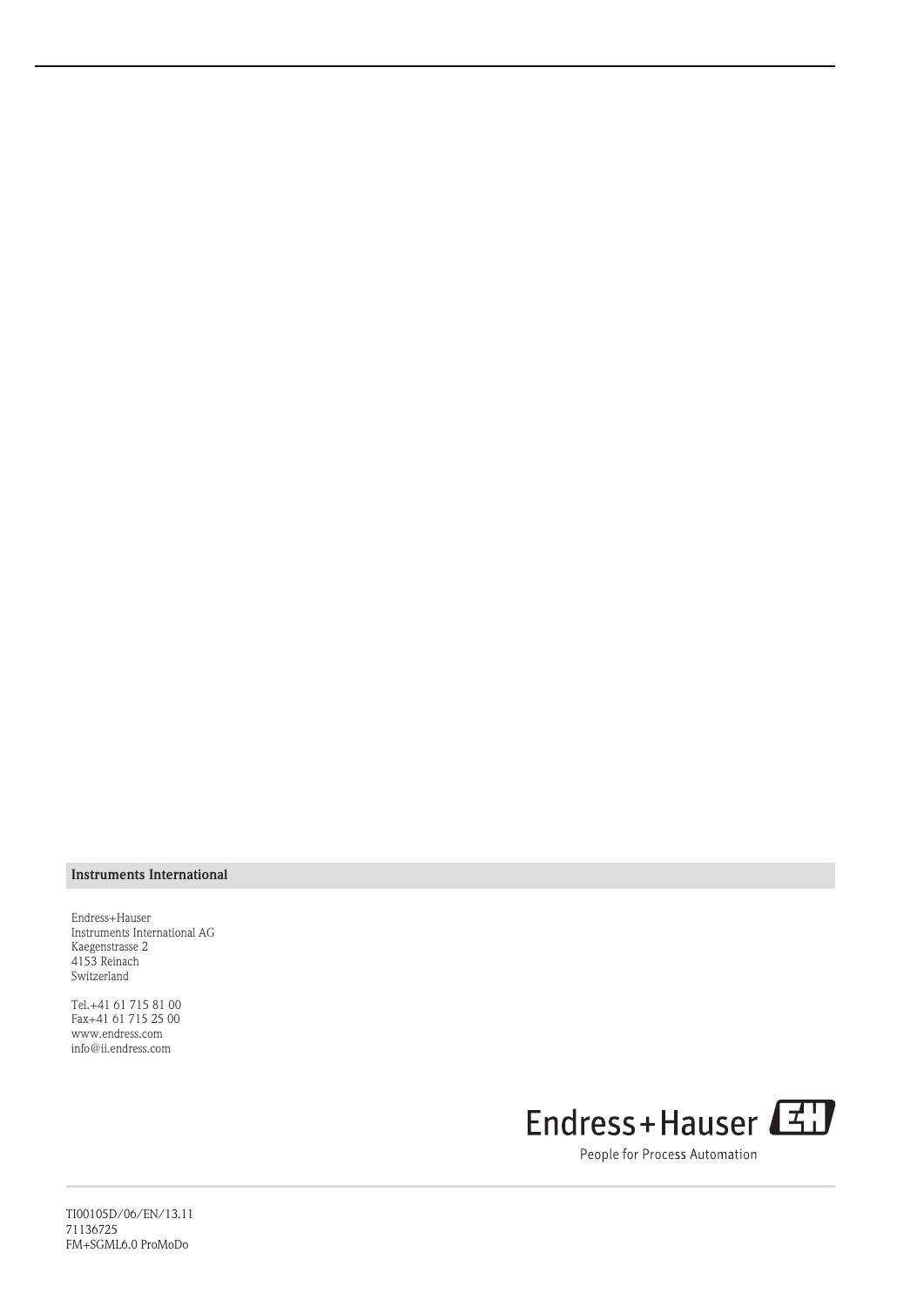**Instruments International**

Endress+Hauser
Instruments International AG
Kaegenstrasse 2
4153 Reinach
Switzerland

Tel.+41 61 715 81 00
Fax+41 61 715 25 00
www.endress.com
info@ii.endress.com

Endress+Hauser
People for Process Automation

TI00105D/06/EN/13.11
71136725
FM+SGML6.0 ProMoDo